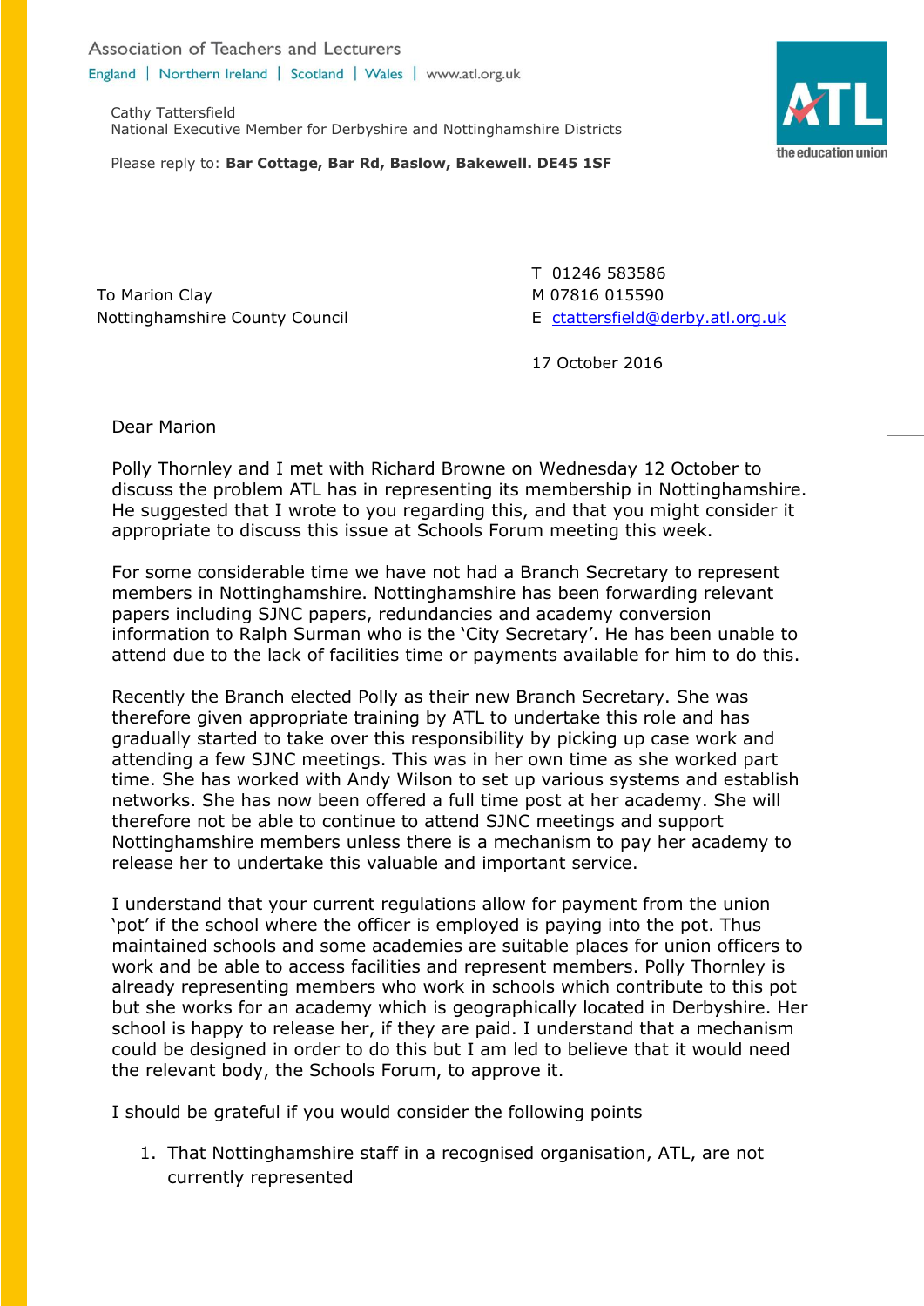Association of Teachers and Lecturers

England | Northern Ireland | Scotland | Wales | www.atl.org.uk

Cathy Tattersfield
National Executive Member for Derbyshire and Nottinghamshire Districts

Please reply to: **Bar Cottage, Bar Rd, Baslow, Bakewell. DE45 1SF**

ATL
the education union

To Marion Clay
Nottinghamshire County Council

T 01246 583586
M 07816 015590
E ctattersfield@derby.atl.org.uk

17 October 2016

Dear Marion

Polly Thornley and I met with Richard Browne on Wednesday 12 October to discuss the problem ATL has in representing its membership in Nottinghamshire. He suggested that I wrote to you regarding this, and that you might consider it appropriate to discuss this issue at Schools Forum meeting this week.

For some considerable time we have not had a Branch Secretary to represent members in Nottinghamshire. Nottinghamshire has been forwarding relevant papers including SJNC papers, redundancies and academy conversion information to Ralph Surman who is the 'City Secretary'. He has been unable to attend due to the lack of facilities time or payments available for him to do this.

Recently the Branch elected Polly as their new Branch Secretary. She was therefore given appropriate training by ATL to undertake this role and has gradually started to take over this responsibility by picking up case work and attending a few SJNC meetings. This was in her own time as she worked part time. She has worked with Andy Wilson to set up various systems and establish networks. She has now been offered a full time post at her academy. She will therefore not be able to continue to attend SJNC meetings and support Nottinghamshire members unless there is a mechanism to pay her academy to release her to undertake this valuable and important service.

I understand that your current regulations allow for payment from the union 'pot' if the school where the officer is employed is paying into the pot. Thus maintained schools and some academies are suitable places for union officers to work and be able to access facilities and represent members. Polly Thornley is already representing members who work in schools which contribute to this pot but she works for an academy which is geographically located in Derbyshire. Her school is happy to release her, if they are paid. I understand that a mechanism could be designed in order to do this but I am led to believe that it would need the relevant body, the Schools Forum, to approve it.

I should be grateful if you would consider the following points

1. That Nottinghamshire staff in a recognised organisation, ATL, are not currently represented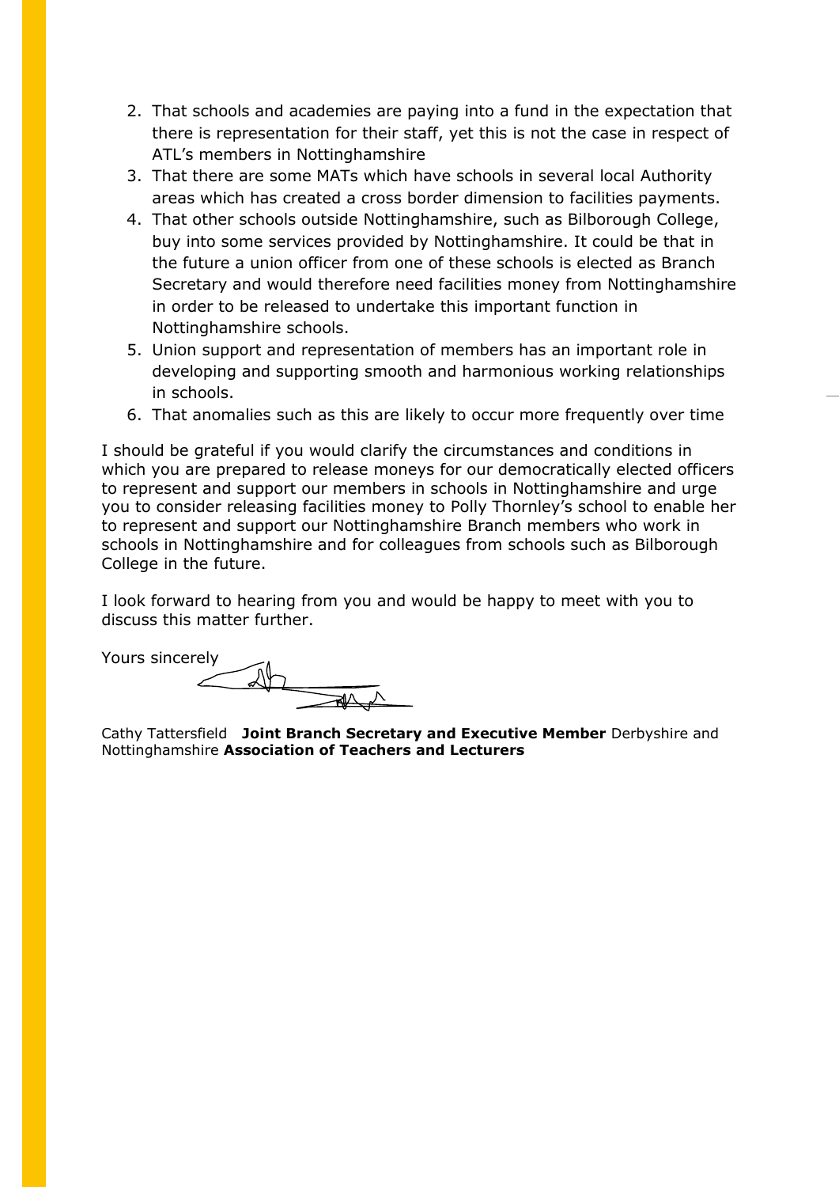2. That schools and academies are paying into a fund in the expectation that there is representation for their staff, yet this is not the case in respect of ATL's members in Nottinghamshire
3. That there are some MATs which have schools in several local Authority areas which has created a cross border dimension to facilities payments.
4. That other schools outside Nottinghamshire, such as Bilborough College, buy into some services provided by Nottinghamshire. It could be that in the future a union officer from one of these schools is elected as Branch Secretary and would therefore need facilities money from Nottinghamshire in order to be released to undertake this important function in Nottinghamshire schools.
5. Union support and representation of members has an important role in developing and supporting smooth and harmonious working relationships in schools.
6. That anomalies such as this are likely to occur more frequently over time

I should be grateful if you would clarify the circumstances and conditions in which you are prepared to release moneys for our democratically elected officers to represent and support our members in schools in Nottinghamshire and urge you to consider releasing facilities money to Polly Thornley's school to enable her to represent and support our Nottinghamshire Branch members who work in schools in Nottinghamshire and for colleagues from schools such as Bilborough College in the future.

I look forward to hearing from you and would be happy to meet with you to discuss this matter further.

Yours sincerely

Cathy Tattersfield **Joint Branch Secretary and Executive Member** Derbyshire and Nottinghamshire **Association of Teachers and Lecturers**